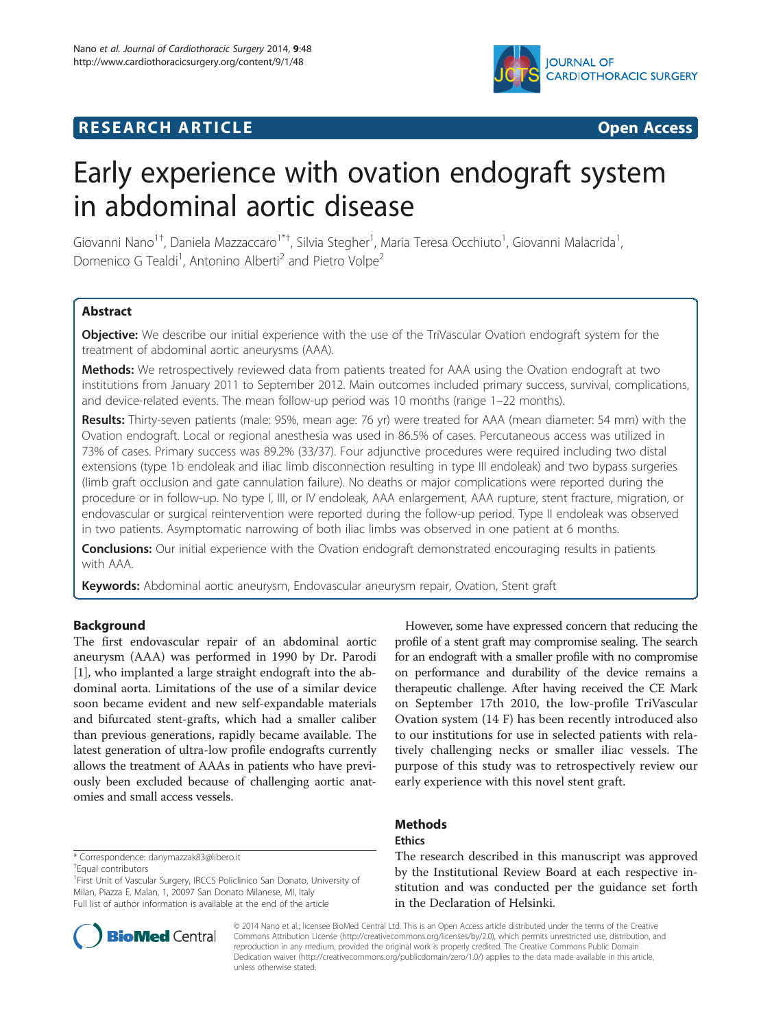RESEARCH ARTICLE **Open Access**

# Early experience with ovation endograft system in abdominal aortic disease

Giovanni Nano[1†], Daniela Mazzaccaro[1*†], Silvia Stegher[1], Maria Teresa Occhiuto[1], Giovanni Malacrida[1], Domenico G Tealdi[1], Antonino Alberti[2] and Pietro Volpe[2]

## Abstract

**Objective:** We describe our initial experience with the use of the TriVascular Ovation endograft system for the treatment of abdominal aortic aneurysms (AAA).

**Methods:** We retrospectively reviewed data from patients treated for AAA using the Ovation endograft at two institutions from January 2011 to September 2012. Main outcomes included primary success, survival, complications, and device-related events. The mean follow-up period was 10 months (range 1–22 months).

**Results:** Thirty-seven patients (male: 95%, mean age: 76 yr) were treated for AAA (mean diameter: 54 mm) with the Ovation endograft. Local or regional anesthesia was used in 86.5% of cases. Percutaneous access was utilized in 73% of cases. Primary success was 89.2% (33/37). Four adjunctive procedures were required including two distal extensions (type 1b endoleak and iliac limb disconnection resulting in type III endoleak) and two bypass surgeries (limb graft occlusion and gate cannulation failure). No deaths or major complications were reported during the procedure or in follow-up. No type I, III, or IV endoleak, AAA enlargement, AAA rupture, stent fracture, migration, or endovascular or surgical reintervention were reported during the follow-up period. Type II endoleak was observed in two patients. Asymptomatic narrowing of both iliac limbs was observed in one patient at 6 months.

**Conclusions:** Our initial experience with the Ovation endograft demonstrated encouraging results in patients with AAA.

**Keywords:** Abdominal aortic aneurysm, Endovascular aneurysm repair, Ovation, Stent graft

## Background

The first endovascular repair of an abdominal aortic aneurysm (AAA) was performed in 1990 by Dr. Parodi [1], who implanted a large straight endograft into the abdominal aorta. Limitations of the use of a similar device soon became evident and new self-expandable materials and bifurcated stent-grafts, which had a smaller caliber than previous generations, rapidly became available. The latest generation of ultra-low profile endografts currently allows the treatment of AAAs in patients who have previously been excluded because of challenging aortic anatomies and small access vessels.

However, some have expressed concern that reducing the profile of a stent graft may compromise sealing. The search for an endograft with a smaller profile with no compromise on performance and durability of the device remains a therapeutic challenge. After having received the CE Mark on September 17th 2010, the low-profile TriVascular Ovation system (14 F) has been recently introduced also to our institutions for use in selected patients with relatively challenging necks or smaller iliac vessels. The purpose of this study was to retrospectively review our early experience with this novel stent graft.

## Methods

### Ethics

The research described in this manuscript was approved by the Institutional Review Board at each respective institution and was conducted per the guidance set forth in the Declaration of Helsinki.

\* Correspondence: danymazzak83@libero.it
† Equal contributors
[1] First Unit of Vascular Surgery, IRCCS Policlinico San Donato, University of Milan, Piazza E. Malan, 1, 20097 San Donato Milanese, MI, Italy
Full list of author information is available at the end of the article

© 2014 Nano et al.; licensee BioMed Central Ltd. This is an Open Access article distributed under the terms of the Creative Commons Attribution License (http://creativecommons.org/licenses/by/2.0), which permits unrestricted use, distribution, and reproduction in any medium, provided the original work is properly credited. The Creative Commons Public Domain Dedication waiver (http://creativecommons.org/publicdomain/zero/1.0/) applies to the data made available in this article, unless otherwise stated.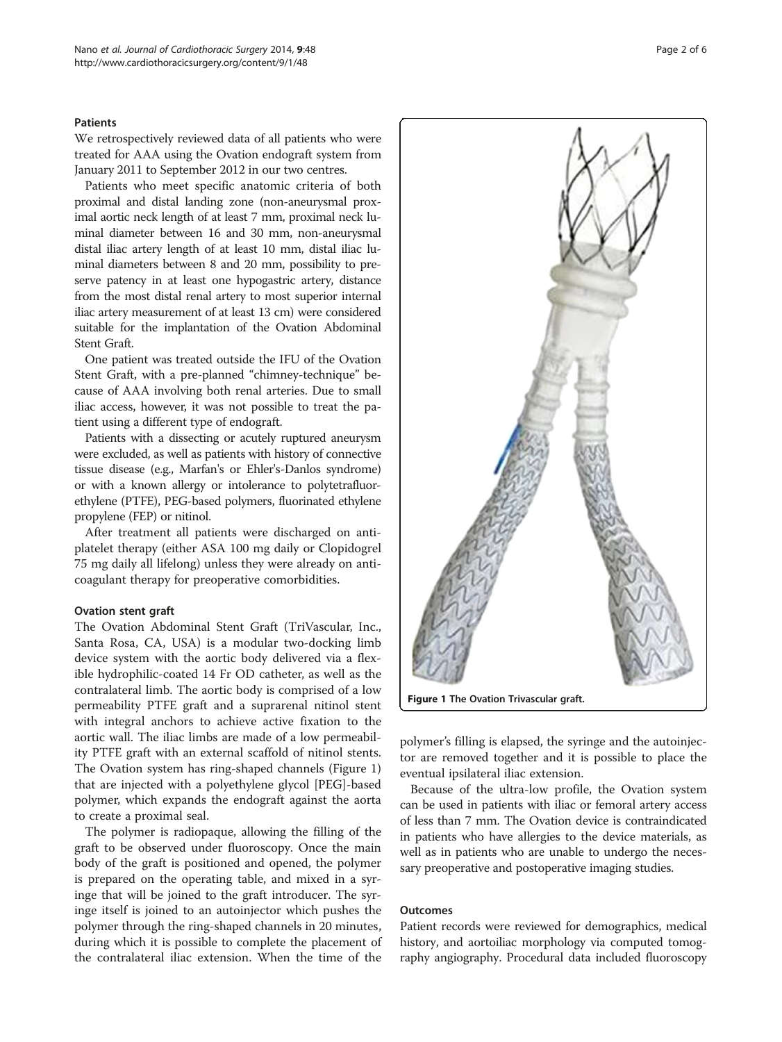### Patients

We retrospectively reviewed data of all patients who were treated for AAA using the Ovation endograft system from January 2011 to September 2012 in our two centres.

Patients who meet specific anatomic criteria of both proximal and distal landing zone (non-aneurysmal proximal aortic neck length of at least 7 mm, proximal neck luminal diameter between 16 and 30 mm, non-aneurysmal distal iliac artery length of at least 10 mm, distal iliac luminal diameters between 8 and 20 mm, possibility to preserve patency in at least one hypogastric artery, distance from the most distal renal artery to most superior internal iliac artery measurement of at least 13 cm) were considered suitable for the implantation of the Ovation Abdominal Stent Graft.

One patient was treated outside the IFU of the Ovation Stent Graft, with a pre-planned "chimney-technique" because of AAA involving both renal arteries. Due to small iliac access, however, it was not possible to treat the patient using a different type of endograft.

Patients with a dissecting or acutely ruptured aneurysm were excluded, as well as patients with history of connective tissue disease (e.g., Marfan's or Ehler's-Danlos syndrome) or with a known allergy or intolerance to polytetrafluorethylene (PTFE), PEG-based polymers, fluorinated ethylene propylene (FEP) or nitinol.

After treatment all patients were discharged on antiplatelet therapy (either ASA 100 mg daily or Clopidogrel 75 mg daily all lifelong) unless they were already on anticoagulant therapy for preoperative comorbidities.

### Ovation stent graft

The Ovation Abdominal Stent Graft (TriVascular, Inc., Santa Rosa, CA, USA) is a modular two-docking limb device system with the aortic body delivered via a flexible hydrophilic-coated 14 Fr OD catheter, as well as the contralateral limb. The aortic body is comprised of a low permeability PTFE graft and a suprarenal nitinol stent with integral anchors to achieve active fixation to the aortic wall. The iliac limbs are made of a low permeability PTFE graft with an external scaffold of nitinol stents. The Ovation system has ring-shaped channels (Figure 1) that are injected with a polyethylene glycol [PEG]-based polymer, which expands the endograft against the aorta to create a proximal seal.

The polymer is radiopaque, allowing the filling of the graft to be observed under fluoroscopy. Once the main body of the graft is positioned and opened, the polymer is prepared on the operating table, and mixed in a syringe that will be joined to the graft introducer. The syringe itself is joined to an autoinjector which pushes the polymer through the ring-shaped channels in 20 minutes, during which it is possible to complete the placement of the contralateral iliac extension. When the time of the polymer's filling is elapsed, the syringe and the autoinjector are removed together and it is possible to place the eventual ipsilateral iliac extension.

**Figure 1** The Ovation Trivascular graft.

Because of the ultra-low profile, the Ovation system can be used in patients with iliac or femoral artery access of less than 7 mm. The Ovation device is contraindicated in patients who have allergies to the device materials, as well as in patients who are unable to undergo the necessary preoperative and postoperative imaging studies.

### Outcomes

Patient records were reviewed for demographics, medical history, and aortoiliac morphology via computed tomography angiography. Procedural data included fluoroscopy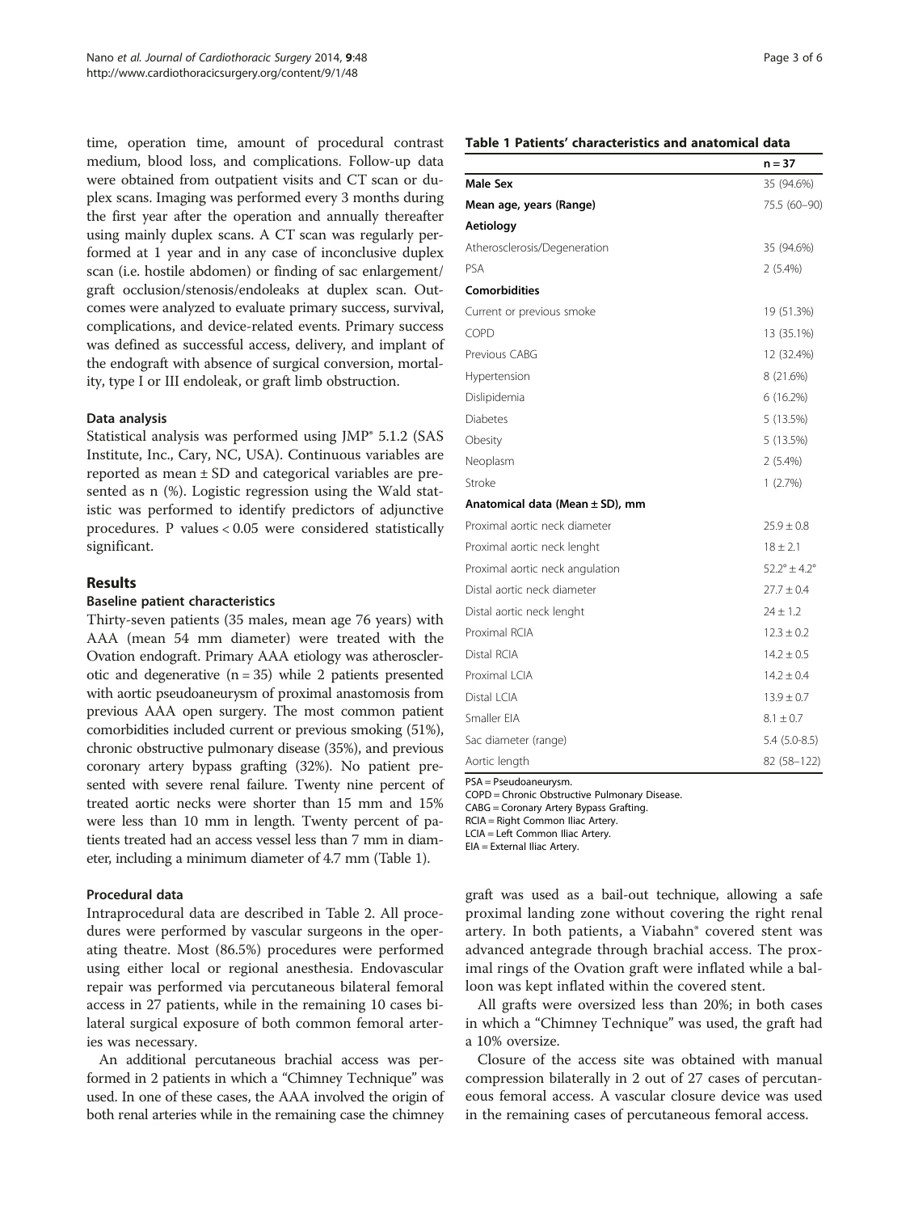time, operation time, amount of procedural contrast medium, blood loss, and complications. Follow-up data were obtained from outpatient visits and CT scan or duplex scans. Imaging was performed every 3 months during the first year after the operation and annually thereafter using mainly duplex scans. A CT scan was regularly performed at 1 year and in any case of inconclusive duplex scan (i.e. hostile abdomen) or finding of sac enlargement/ graft occlusion/stenosis/endoleaks at duplex scan. Outcomes were analyzed to evaluate primary success, survival, complications, and device-related events. Primary success was defined as successful access, delivery, and implant of the endograft with absence of surgical conversion, mortality, type I or III endoleak, or graft limb obstruction.

### Data analysis

Statistical analysis was performed using JMP® 5.1.2 (SAS Institute, Inc., Cary, NC, USA). Continuous variables are reported as mean ± SD and categorical variables are presented as n (%). Logistic regression using the Wald statistic was performed to identify predictors of adjunctive procedures. P values < 0.05 were considered statistically significant.

## Results

### Baseline patient characteristics

Thirty-seven patients (35 males, mean age 76 years) with AAA (mean 54 mm diameter) were treated with the Ovation endograft. Primary AAA etiology was atherosclerotic and degenerative (n = 35) while 2 patients presented with aortic pseudoaneurysm of proximal anastomosis from previous AAA open surgery. The most common patient comorbidities included current or previous smoking (51%), chronic obstructive pulmonary disease (35%), and previous coronary artery bypass grafting (32%). No patient presented with severe renal failure. Twenty nine percent of treated aortic necks were shorter than 15 mm and 15% were less than 10 mm in length. Twenty percent of patients treated had an access vessel less than 7 mm in diameter, including a minimum diameter of 4.7 mm (Table 1).

**Table 1 Patients' characteristics and anatomical data**

| | n = 37 |
|---|---|
| **Male Sex** | 35 (94.6%) |
| **Mean age, years (Range)** | 75.5 (60–90) |
| **Aetiology** | |
| Atherosclerosis/Degeneration | 35 (94.6%) |
| PSA | 2 (5.4%) |
| **Comorbidities** | |
| Current or previous smoke | 19 (51.3%) |
| COPD | 13 (35.1%) |
| Previous CABG | 12 (32.4%) |
| Hypertension | 8 (21.6%) |
| Dislipidemia | 6 (16.2%) |
| Diabetes | 5 (13.5%) |
| Obesity | 5 (13.5%) |
| Neoplasm | 2 (5.4%) |
| Stroke | 1 (2.7%) |
| **Anatomical data (Mean ± SD), mm** | |
| Proximal aortic neck diameter | 25.9 ± 0.8 |
| Proximal aortic neck lenght | 18 ± 2.1 |
| Proximal aortic neck angulation | 52.2° ± 4.2° |
| Distal aortic neck diameter | 27.7 ± 0.4 |
| Distal aortic neck lenght | 24 ± 1.2 |
| Proximal RCIA | 12.3 ± 0.2 |
| Distal RCIA | 14.2 ± 0.5 |
| Proximal LCIA | 14.2 ± 0.4 |
| Distal LCIA | 13.9 ± 0.7 |
| Smaller EIA | 8.1 ± 0.7 |
| Sac diameter (range) | 5.4 (5.0-8.5) |
| Aortic length | 82 (58–122) |

PSA = Pseudoaneurysm.
COPD = Chronic Obstructive Pulmonary Disease.
CABG = Coronary Artery Bypass Grafting.
RCIA = Right Common Iliac Artery.
LCIA = Left Common Iliac Artery.
EIA = External Iliac Artery.

### Procedural data

Intraprocedural data are described in Table 2. All procedures were performed by vascular surgeons in the operating theatre. Most (86.5%) procedures were performed using either local or regional anesthesia. Endovascular repair was performed via percutaneous bilateral femoral access in 27 patients, while in the remaining 10 cases bilateral surgical exposure of both common femoral arteries was necessary.

An additional percutaneous brachial access was performed in 2 patients in which a "Chimney Technique" was used. In one of these cases, the AAA involved the origin of both renal arteries while in the remaining case the chimney graft was used as a bail-out technique, allowing a safe proximal landing zone without covering the right renal artery. In both patients, a Viabahn® covered stent was advanced antegrade through brachial access. The proximal rings of the Ovation graft were inflated while a balloon was kept inflated within the covered stent.

All grafts were oversized less than 20%; in both cases in which a "Chimney Technique" was used, the graft had a 10% oversize.

Closure of the access site was obtained with manual compression bilaterally in 2 out of 27 cases of percutaneous femoral access. A vascular closure device was used in the remaining cases of percutaneous femoral access.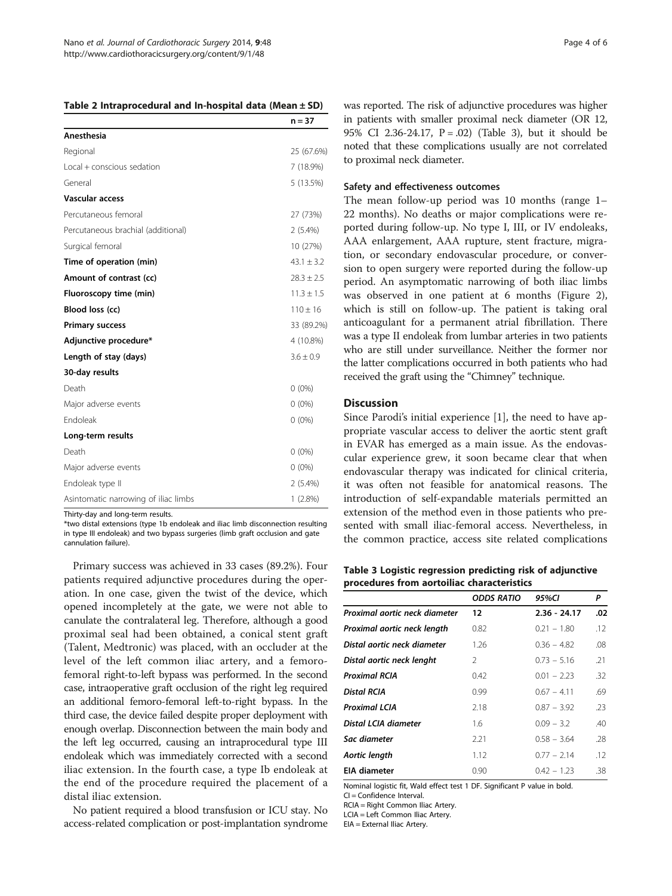**Table 2 Intraprocedural and In-hospital data (Mean ± SD)**

| | n = 37 |
|---|---|
| **Anesthesia** | |
| Regional | 25 (67.6%) |
| Local + conscious sedation | 7 (18.9%) |
| General | 5 (13.5%) |
| **Vascular access** | |
| Percutaneous femoral | 27 (73%) |
| Percutaneous brachial (additional) | 2 (5.4%) |
| Surgical femoral | 10 (27%) |
| **Time of operation (min)** | 43.1 ± 3.2 |
| **Amount of contrast (cc)** | 28.3 ± 2.5 |
| **Fluoroscopy time (min)** | 11.3 ± 1.5 |
| **Blood loss (cc)** | 110 ± 16 |
| **Primary success** | 33 (89.2%) |
| **Adjunctive procedure*** | 4 (10.8%) |
| **Length of stay (days)** | 3.6 ± 0.9 |
| **30-day results** | |
| Death | 0 (0%) |
| Major adverse events | 0 (0%) |
| Endoleak | 0 (0%) |
| **Long-term results** | |
| Death | 0 (0%) |
| Major adverse events | 0 (0%) |
| Endoleak type II | 2 (5.4%) |
| Asintomatic narrowing of iliac limbs | 1 (2.8%) |

Thirty-day and long-term results.
*two distal extensions (type 1b endoleak and iliac limb disconnection resulting in type III endoleak) and two bypass surgeries (limb graft occlusion and gate cannulation failure).

Primary success was achieved in 33 cases (89.2%). Four patients required adjunctive procedures during the operation. In one case, given the twist of the device, which opened incompletely at the gate, we were not able to canulate the contralateral leg. Therefore, although a good proximal seal had been obtained, a conical stent graft (Talent, Medtronic) was placed, with an occluder at the level of the left common iliac artery, and a femoro-femoral right-to-left bypass was performed. In the second case, intraoperative graft occlusion of the right leg required an additional femoro-femoral left-to-right bypass. In the third case, the device failed despite proper deployment with enough overlap. Disconnection between the main body and the left leg occurred, causing an intraprocedural type III endoleak which was immediately corrected with a second iliac extension. In the fourth case, a type Ib endoleak at the end of the procedure required the placement of a distal iliac extension.

No patient required a blood transfusion or ICU stay. No access-related complication or post-implantation syndrome was reported. The risk of adjunctive procedures was higher in patients with smaller proximal neck diameter (OR 12, 95% CI 2.36-24.17, P = .02) (Table 3), but it should be noted that these complications usually are not correlated to proximal neck diameter.

### Safety and effectiveness outcomes

The mean follow-up period was 10 months (range 1–22 months). No deaths or major complications were reported during follow-up. No type I, III, or IV endoleaks, AAA enlargement, AAA rupture, stent fracture, migration, or secondary endovascular procedure, or conversion to open surgery were reported during the follow-up period. An asymptomatic narrowing of both iliac limbs was observed in one patient at 6 months (Figure 2), which is still on follow-up. The patient is taking oral anticoagulant for a permanent atrial fibrillation. There was a type II endoleak from lumbar arteries in two patients who are still under surveillance. Neither the former nor the latter complications occurred in both patients who had received the graft using the "Chimney" technique.

## Discussion

Since Parodi's initial experience [1], the need to have appropriate vascular access to deliver the aortic stent graft in EVAR has emerged as a main issue. As the endovascular experience grew, it soon became clear that when endovascular therapy was indicated for clinical criteria, it was often not feasible for anatomical reasons. The introduction of self-expandable materials permitted an extension of the method even in those patients who presented with small iliac-femoral access. Nevertheless, in the common practice, access site related complications

**Table 3 Logistic regression predicting risk of adjunctive procedures from aortoiliac characteristics**

| | *ODDS RATIO* | *95%CI* | *P* |
|---|---|---|---|
| ***Proximal aortic neck diameter*** | **12** | **2.36 - 24.17** | **.02** |
| ***Proximal aortic neck length*** | 0.82 | 0.21 – 1.80 | .12 |
| ***Distal aortic neck diameter*** | 1.26 | 0.36 – 4.82 | .08 |
| ***Distal aortic neck lenght*** | 2 | 0.73 – 5.16 | .21 |
| ***Proximal RCIA*** | 0.42 | 0.01 – 2.23 | .32 |
| ***Distal RCIA*** | 0.99 | 0.67 – 4.11 | .69 |
| ***Proximal LCIA*** | 2.18 | 0.87 – 3.92 | .23 |
| ***Distal LCIA diameter*** | 1.6 | 0.09 – 3.2 | .40 |
| ***Sac diameter*** | 2.21 | 0.58 – 3.64 | .28 |
| ***Aortic length*** | 1.12 | 0.77 – 2.14 | .12 |
| **EIA diameter** | 0.90 | 0.42 – 1.23 | .38 |

Nominal logistic fit, Wald effect test 1 DF. Significant P value in bold.
CI = Confidence Interval.
RCIA = Right Common Iliac Artery.
LCIA = Left Common Iliac Artery.
EIA = External Iliac Artery.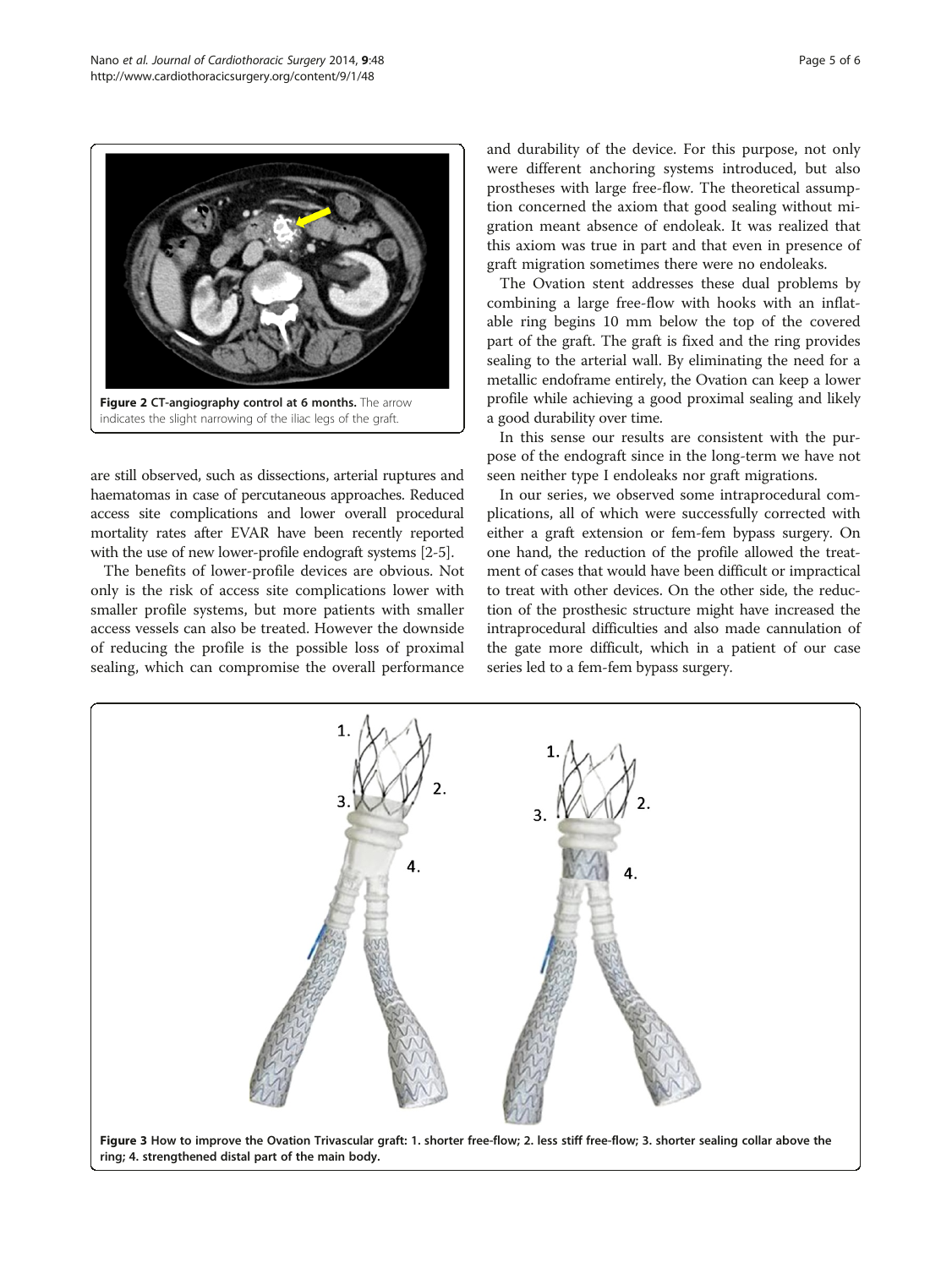Figure 2 CT-angiography control at 6 months. The arrow indicates the slight narrowing of the iliac legs of the graft.

are still observed, such as dissections, arterial ruptures and haematomas in case of percutaneous approaches. Reduced access site complications and lower overall procedural mortality rates after EVAR have been recently reported with the use of new lower-profile endograft systems [2-5].

The benefits of lower-profile devices are obvious. Not only is the risk of access site complications lower with smaller profile systems, but more patients with smaller access vessels can also be treated. However the downside of reducing the profile is the possible loss of proximal sealing, which can compromise the overall performance and durability of the device. For this purpose, not only were different anchoring systems introduced, but also prostheses with large free-flow. The theoretical assumption concerned the axiom that good sealing without migration meant absence of endoleak. It was realized that this axiom was true in part and that even in presence of graft migration sometimes there were no endoleaks.

The Ovation stent addresses these dual problems by combining a large free-flow with hooks with an inflatable ring begins 10 mm below the top of the covered part of the graft. The graft is fixed and the ring provides sealing to the arterial wall. By eliminating the need for a metallic endoframe entirely, the Ovation can keep a lower profile while achieving a good proximal sealing and likely a good durability over time.

In this sense our results are consistent with the purpose of the endograft since in the long-term we have not seen neither type I endoleaks nor graft migrations.

In our series, we observed some intraprocedural complications, all of which were successfully corrected with either a graft extension or fem-fem bypass surgery. On one hand, the reduction of the profile allowed the treatment of cases that would have been difficult or impractical to treat with other devices. On the other side, the reduction of the prosthesic structure might have increased the intraprocedural difficulties and also made cannulation of the gate more difficult, which in a patient of our case series led to a fem-fem bypass surgery.

1.
2.
3.
4.

1.
2.
3.
4.

**Figure 3 How to improve the Ovation Trivascular graft: 1. shorter free-flow; 2. less stiff free-flow; 3. shorter sealing collar above the ring; 4. strengthened distal part of the main body.**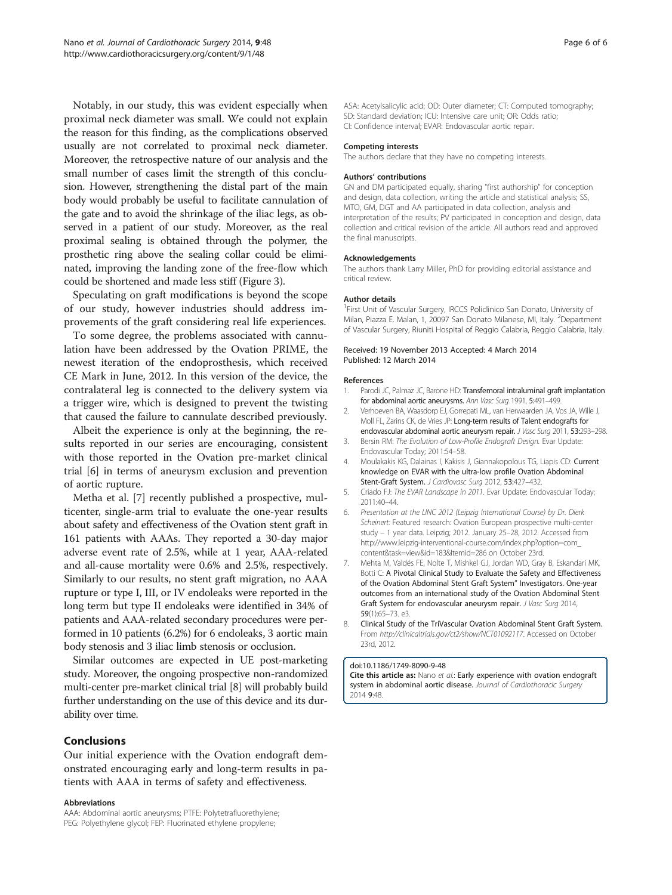Notably, in our study, this was evident especially when proximal neck diameter was small. We could not explain the reason for this finding, as the complications observed usually are not correlated to proximal neck diameter. Moreover, the retrospective nature of our analysis and the small number of cases limit the strength of this conclusion. However, strengthening the distal part of the main body would probably be useful to facilitate cannulation of the gate and to avoid the shrinkage of the iliac legs, as observed in a patient of our study. Moreover, as the real proximal sealing is obtained through the polymer, the prosthetic ring above the sealing collar could be eliminated, improving the landing zone of the free-flow which could be shortened and made less stiff (Figure 3).

Speculating on graft modifications is beyond the scope of our study, however industries should address improvements of the graft considering real life experiences.

To some degree, the problems associated with cannulation have been addressed by the Ovation PRIME, the newest iteration of the endoprosthesis, which received CE Mark in June, 2012. In this version of the device, the contralateral leg is connected to the delivery system via a trigger wire, which is designed to prevent the twisting that caused the failure to cannulate described previously.

Albeit the experience is only at the beginning, the results reported in our series are encouraging, consistent with those reported in the Ovation pre-market clinical trial [6] in terms of aneurysm exclusion and prevention of aortic rupture.

Metha et al. [7] recently published a prospective, multicenter, single-arm trial to evaluate the one-year results about safety and effectiveness of the Ovation stent graft in 161 patients with AAAs. They reported a 30-day major adverse event rate of 2.5%, while at 1 year, AAA-related and all-cause mortality were 0.6% and 2.5%, respectively. Similarly to our results, no stent graft migration, no AAA rupture or type I, III, or IV endoleaks were reported in the long term but type II endoleaks were identified in 34% of patients and AAA-related secondary procedures were performed in 10 patients (6.2%) for 6 endoleaks, 3 aortic main body stenosis and 3 iliac limb stenosis or occlusion.

Similar outcomes are expected in UE post-marketing study. Moreover, the ongoing prospective non-randomized multi-center pre-market clinical trial [8] will probably build further understanding on the use of this device and its durability over time.

## Conclusions

Our initial experience with the Ovation endograft demonstrated encouraging early and long-term results in patients with AAA in terms of safety and effectiveness.

#### Abbreviations

AAA: Abdominal aortic aneurysms; PTFE: Polytetrafluorethylene; PEG: Polyethylene glycol; FEP: Fluorinated ethylene propylene; ASA: Acetylsalicylic acid; OD: Outer diameter; CT: Computed tomography; SD: Standard deviation; ICU: Intensive care unit; OR: Odds ratio; CI: Confidence interval; EVAR: Endovascular aortic repair.

#### Competing interests

The authors declare that they have no competing interests.

#### Authors' contributions

GN and DM participated equally, sharing "first authorship" for conception and design, data collection, writing the article and statistical analysis; SS, MTO, GM, DGT and AA participated in data collection, analysis and interpretation of the results; PV participated in conception and design, data collection and critical revision of the article. All authors read and approved the final manuscripts.

#### Acknowledgements

The authors thank Larry Miller, PhD for providing editorial assistance and critical review.

#### Author details

[1]First Unit of Vascular Surgery, IRCCS Policlinico San Donato, University of Milan, Piazza E. Malan, 1, 20097 San Donato Milanese, MI, Italy. [2]Department of Vascular Surgery, Riuniti Hospital of Reggio Calabria, Reggio Calabria, Italy.

Received: 19 November 2013 Accepted: 4 March 2014
Published: 12 March 2014

#### References

1. Parodi JC, Palmaz JC, Barone HD: **Transfemoral intraluminal graft implantation for abdominal aortic aneurysms.** *Ann Vasc Surg* 1991, **5:**491–499.
2. Verhoeven BA, Waasdorp EJ, Gorrepati ML, van Herwaarden JA, Vos JA, Wille J, Moll FL, Zarins CK, de Vries JP: **Long-term results of Talent endografts for endovascular abdominal aortic aneurysm repair.** *J Vasc Surg* 2011, **53:**293–298.
3. Bersin RM: *The Evolution of Low-Profile Endograft Design.* Evar Update: Endovascular Today; 2011:54–58.
4. Moulakakis KG, Dalainas I, Kakisis J, Giannakopolous TG, Liapis CD: **Current knowledge on EVAR with the ultra-low profile Ovation Abdominal Stent-Graft System.** *J Cardiovasc Surg* 2012, **53:**427–432.
5. Criado FJ: *The EVAR Landscape in 2011.* Evar Update: Endovascular Today; 2011:40–44.
6. *Presentation at the LINC 2012 (Leipzig International Course) by Dr. Dierk Scheinert:* Featured research: Ovation European prospective multi-center study – 1 year data. Leipzig; 2012. January 25–28, 2012. Accessed from http://www.leipzig-interventional-course.com/index.php?option=com_content&task=view&id=183&Itemid=286 on October 23rd.
7. Mehta M, Valdés FE, Nolte T, Mishkel GJ, Jordan WD, Gray B, Eskandari MK, Botti C: **A Pivotal Clinical Study to Evaluate the Safety and Effectiveness of the Ovation Abdominal Stent Graft System" Investigators. One-year outcomes from an international study of the Ovation Abdominal Stent Graft System for endovascular aneurysm repair.** *J Vasc Surg* 2014, **59**(1):65–73. e3.
8. **Clinical Study of the TriVascular Ovation Abdominal Stent Graft System.** From *http://clinicaltrials.gov/ct2/show/NCT01092117*. Accessed on October 23rd, 2012.

doi:10.1186/1749-8090-9-48
**Cite this article as:** Nano *et al.*: Early experience with ovation endograft system in abdominal aortic disease. *Journal of Cardiothoracic Surgery* 2014 **9**:48.